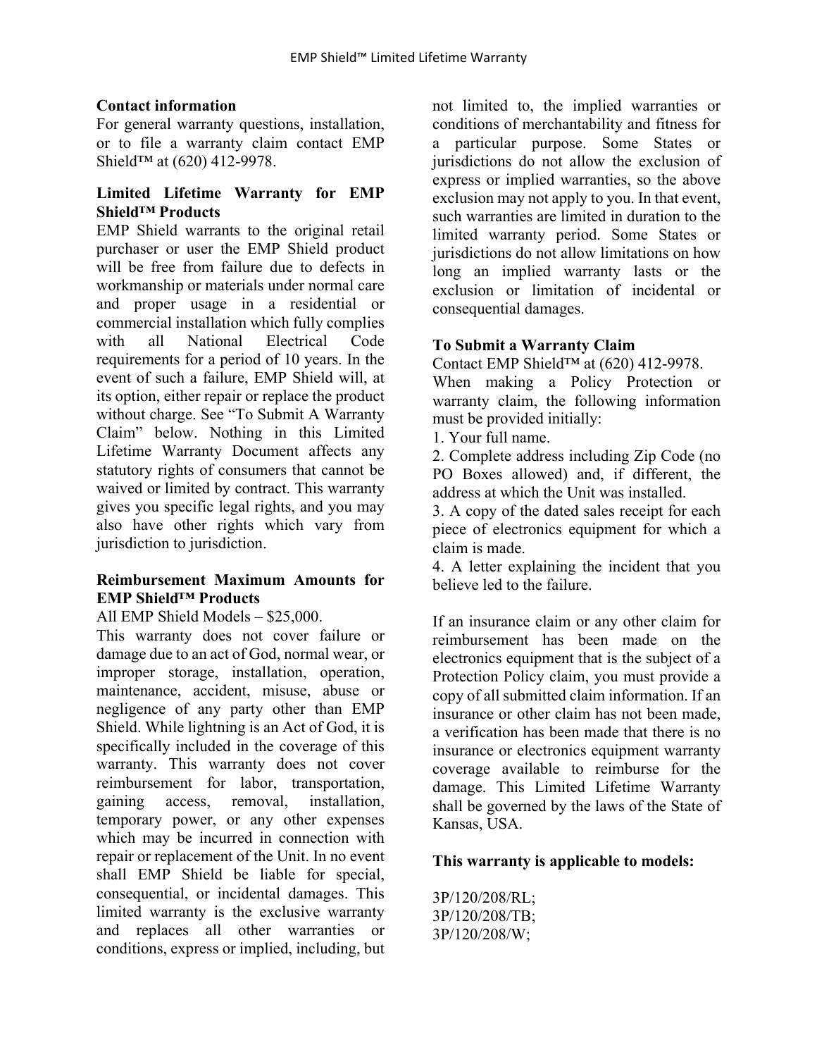**Contact information**

For general warranty questions, installation, or to file a warranty claim contact EMP Shield™ at (620) 412-9978.

**Limited Lifetime Warranty for EMP Shield™ Products**

EMP Shield warrants to the original retail purchaser or user the EMP Shield product will be free from failure due to defects in workmanship or materials under normal care and proper usage in a residential or commercial installation which fully complies with all National Electrical Code requirements for a period of 10 years. In the event of such a failure, EMP Shield will, at its option, either repair or replace the product without charge. See "To Submit A Warranty Claim" below. Nothing in this Limited Lifetime Warranty Document affects any statutory rights of consumers that cannot be waived or limited by contract. This warranty gives you specific legal rights, and you may also have other rights which vary from jurisdiction to jurisdiction.

**Reimbursement Maximum Amounts for EMP Shield™ Products**

All EMP Shield Models – $25,000.

This warranty does not cover failure or damage due to an act of God, normal wear, or improper storage, installation, operation, maintenance, accident, misuse, abuse or negligence of any party other than EMP Shield. While lightning is an Act of God, it is specifically included in the coverage of this warranty. This warranty does not cover reimbursement for labor, transportation, gaining access, removal, installation, temporary power, or any other expenses which may be incurred in connection with repair or replacement of the Unit. In no event shall EMP Shield be liable for special, consequential, or incidental damages. This limited warranty is the exclusive warranty and replaces all other warranties or conditions, express or implied, including, but not limited to, the implied warranties or conditions of merchantability and fitness for a particular purpose. Some States or jurisdictions do not allow the exclusion of express or implied warranties, so the above exclusion may not apply to you. In that event, such warranties are limited in duration to the limited warranty period. Some States or jurisdictions do not allow limitations on how long an implied warranty lasts or the exclusion or limitation of incidental or consequential damages.

**To Submit a Warranty Claim**

Contact EMP Shield™ at (620) 412-9978.

When making a Policy Protection or warranty claim, the following information must be provided initially:

1. Your full name.
2. Complete address including Zip Code (no PO Boxes allowed) and, if different, the address at which the Unit was installed.
3. A copy of the dated sales receipt for each piece of electronics equipment for which a claim is made.
4. A letter explaining the incident that you believe led to the failure.

If an insurance claim or any other claim for reimbursement has been made on the electronics equipment that is the subject of a Protection Policy claim, you must provide a copy of all submitted claim information. If an insurance or other claim has not been made, a verification has been made that there is no insurance or electronics equipment warranty coverage available to reimburse for the damage. This Limited Lifetime Warranty shall be governed by the laws of the State of Kansas, USA.

**This warranty is applicable to models:**

3P/120/208/RL;
3P/120/208/TB;
3P/120/208/W;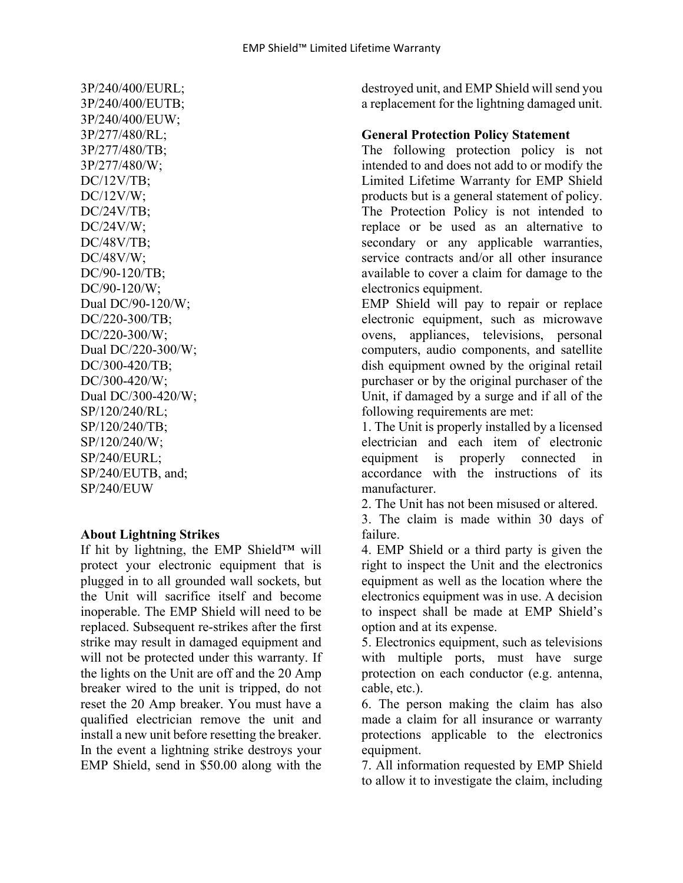3P/240/400/EURL;
3P/240/400/EUTB;
3P/240/400/EUW;
3P/277/480/RL;
3P/277/480/TB;
3P/277/480/W;
DC/12V/TB;
DC/12V/W;
DC/24V/TB;
DC/24V/W;
DC/48V/TB;
DC/48V/W;
DC/90-120/TB;
DC/90-120/W;
Dual DC/90-120/W;
DC/220-300/TB;
DC/220-300/W;
Dual DC/220-300/W;
DC/300-420/TB;
DC/300-420/W;
Dual DC/300-420/W;
SP/120/240/RL;
SP/120/240/TB;
SP/120/240/W;
SP/240/EURL;
SP/240/EUTB, and;
SP/240/EUW

**About Lightning Strikes**

If hit by lightning, the EMP Shield™ will protect your electronic equipment that is plugged in to all grounded wall sockets, but the Unit will sacrifice itself and become inoperable. The EMP Shield will need to be replaced. Subsequent re-strikes after the first strike may result in damaged equipment and will not be protected under this warranty. If the lights on the Unit are off and the 20 Amp breaker wired to the unit is tripped, do not reset the 20 Amp breaker. You must have a qualified electrician remove the unit and install a new unit before resetting the breaker. In the event a lightning strike destroys your EMP Shield, send in $50.00 along with the destroyed unit, and EMP Shield will send you a replacement for the lightning damaged unit.

**General Protection Policy Statement**

The following protection policy is not intended to and does not add to or modify the Limited Lifetime Warranty for EMP Shield products but is a general statement of policy. The Protection Policy is not intended to replace or be used as an alternative to secondary or any applicable warranties, service contracts and/or all other insurance available to cover a claim for damage to the electronics equipment.

EMP Shield will pay to repair or replace electronic equipment, such as microwave ovens, appliances, televisions, personal computers, audio components, and satellite dish equipment owned by the original retail purchaser or by the original purchaser of the Unit, if damaged by a surge and if all of the following requirements are met:

1. The Unit is properly installed by a licensed electrician and each item of electronic equipment is properly connected in accordance with the instructions of its manufacturer.
2. The Unit has not been misused or altered.
3. The claim is made within 30 days of failure.
4. EMP Shield or a third party is given the right to inspect the Unit and the electronics equipment as well as the location where the electronics equipment was in use. A decision to inspect shall be made at EMP Shield's option and at its expense.
5. Electronics equipment, such as televisions with multiple ports, must have surge protection on each conductor (e.g. antenna, cable, etc.).
6. The person making the claim has also made a claim for all insurance or warranty protections applicable to the electronics equipment.
7. All information requested by EMP Shield to allow it to investigate the claim, including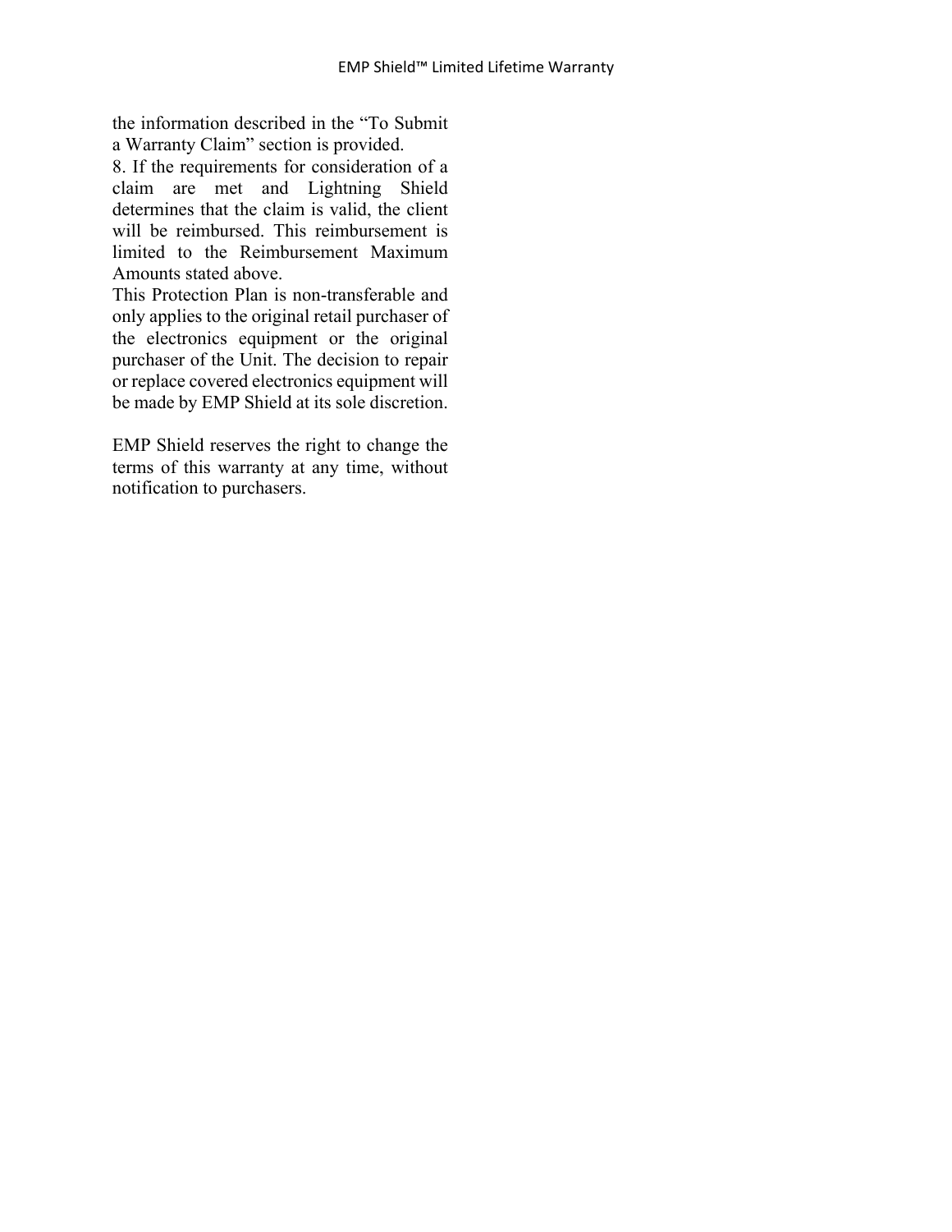the information described in the “To Submit a Warranty Claim” section is provided.

8. If the requirements for consideration of a claim are met and Lightning Shield determines that the claim is valid, the client will be reimbursed. This reimbursement is limited to the Reimbursement Maximum Amounts stated above.

This Protection Plan is non-transferable and only applies to the original retail purchaser of the electronics equipment or the original purchaser of the Unit. The decision to repair or replace covered electronics equipment will be made by EMP Shield at its sole discretion.

EMP Shield reserves the right to change the terms of this warranty at any time, without notification to purchasers.